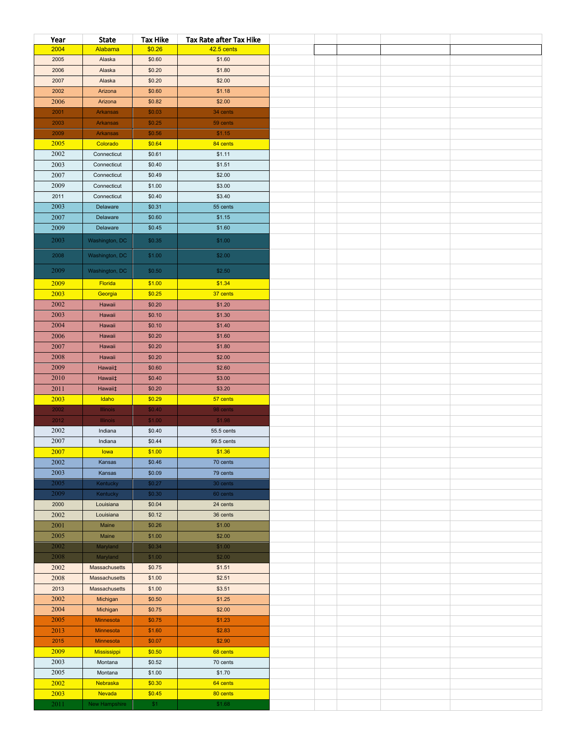| Year | State | Tax Hike | Tax Rate after Tax Hike |
|---|---|---|---|
| 2004 | Alabama | $0.26 | 42.5 cents |
| 2005 | Alaska | $0.60 | $1.60 |
| 2006 | Alaska | $0.20 | $1.80 |
| 2007 | Alaska | $0.20 | $2.00 |
| 2002 | Arizona | $0.60 | $1.18 |
| 2006 | Arizona | $0.82 | $2.00 |
| 2001 | Arkansas | $0.03 | 34 cents |
| 2003 | Arkansas | $0.25 | 59 cents |
| 2009 | Arkansas | $0.56 | $1.15 |
| 2005 | Colorado | $0.64 | 84 cents |
| 2002 | Connecticut | $0.61 | $1.11 |
| 2003 | Connecticut | $0.40 | $1.51 |
| 2007 | Connecticut | $0.49 | $2.00 |
| 2009 | Connecticut | $1.00 | $3.00 |
| 2011 | Connecticut | $0.40 | $3.40 |
| 2003 | Delaware | $0.31 | 55 cents |
| 2007 | Delaware | $0.60 | $1.15 |
| 2009 | Delaware | $0.45 | $1.60 |
| 2003 | Washington, DC | $0.35 | $1.00 |
| 2008 | Washington, DC | $1.00 | $2.00 |
| 2009 | Washington, DC | $0.50 | $2.50 |
| 2009 | Florida | $1.00 | $1.34 |
| 2003 | Georgia | $0.25 | 37 cents |
| 2002 | Hawaii | $0.20 | $1.20 |
| 2003 | Hawaii | $0.10 | $1.30 |
| 2004 | Hawaii | $0.10 | $1.40 |
| 2006 | Hawaii | $0.20 | $1.60 |
| 2007 | Hawaii | $0.20 | $1.80 |
| 2008 | Hawaii | $0.20 | $2.00 |
| 2009 | Hawaii‡ | $0.60 | $2.60 |
| 2010 | Hawaii‡ | $0.40 | $3.00 |
| 2011 | Hawaii‡ | $0.20 | $3.20 |
| 2003 | Idaho | $0.29 | 57 cents |
| 2002 | Illinois | $0.40 | 98 cents |
| 2012 | Illinois | $1.00 | $1.98 |
| 2002 | Indiana | $0.40 | 55.5 cents |
| 2007 | Indiana | $0.44 | 99.5 cents |
| 2007 | Iowa | $1.00 | $1.36 |
| 2002 | Kansas | $0.46 | 70 cents |
| 2003 | Kansas | $0.09 | 79 cents |
| 2005 | Kentucky | $0.27 | 30 cents |
| 2009 | Kentucky | $0.30 | 60 cents |
| 2000 | Louisiana | $0.04 | 24 cents |
| 2002 | Louisiana | $0.12 | 36 cents |
| 2001 | Maine | $0.26 | $1.00 |
| 2005 | Maine | $1.00 | $2.00 |
| 2002 | Maryland | $0.34 | $1.00 |
| 2008 | Maryland | $1.00 | $2.00 |
| 2002 | Massachusetts | $0.75 | $1.51 |
| 2008 | Massachusetts | $1.00 | $2.51 |
| 2013 | Massachusetts | $1.00 | $3.51 |
| 2002 | Michigan | $0.50 | $1.25 |
| 2004 | Michigan | $0.75 | $2.00 |
| 2005 | Minnesota | $0.75 | $1.23 |
| 2013 | Minnesota | $1.60 | $2.83 |
| 2015 | Minnesota | $0.07 | $2.90 |
| 2009 | Mississippi | $0.50 | 68 cents |
| 2003 | Montana | $0.52 | 70 cents |
| 2005 | Montana | $1.00 | $1.70 |
| 2002 | Nebraska | $0.30 | 64 cents |
| 2003 | Nevada | $0.45 | 80 cents |
| 2011 | New Hampshire | $1 | $1.68 |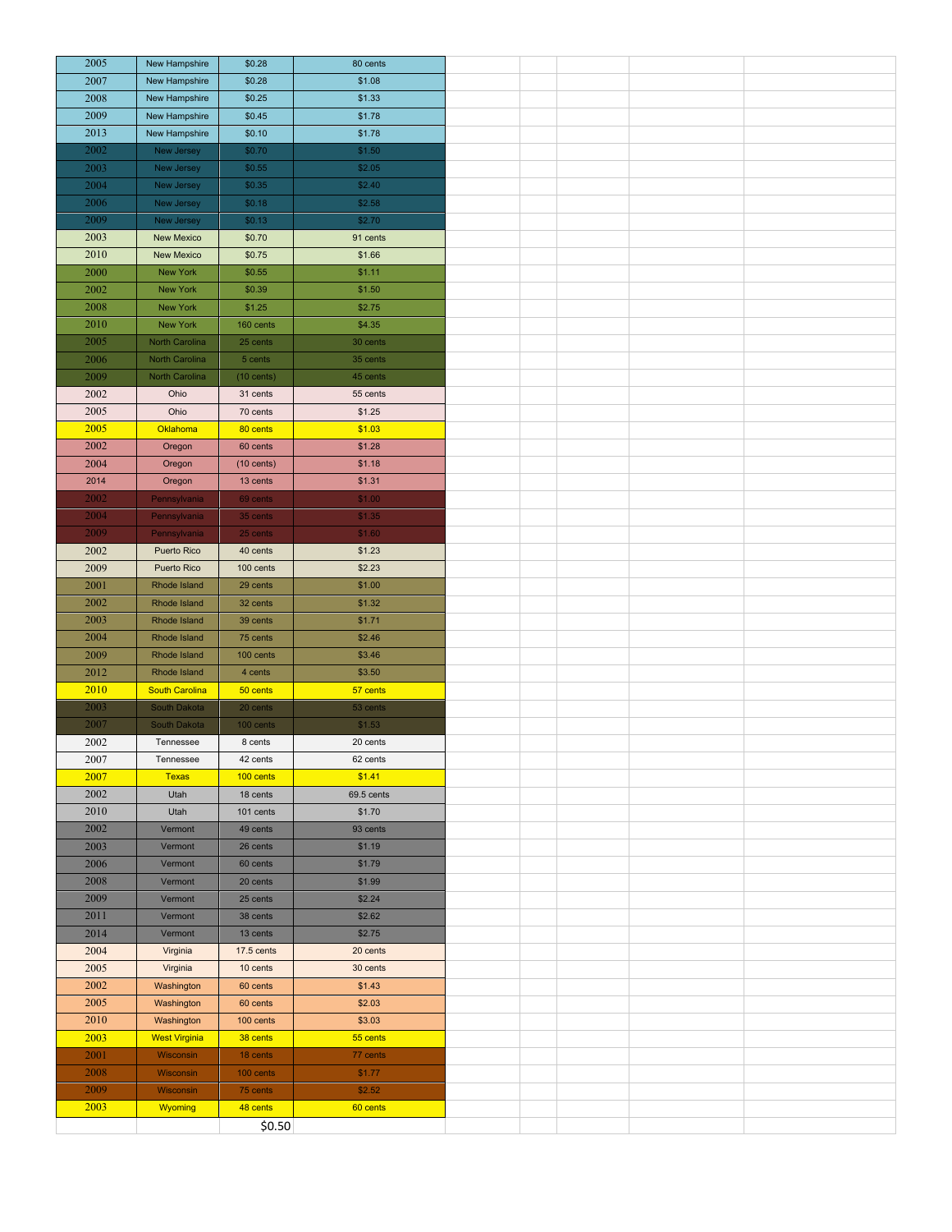| | | | |
|---|---|---|---|
| 2005 | New Hampshire | $0.28 | 80 cents |
| 2007 | New Hampshire | $0.28 | $1.08 |
| 2008 | New Hampshire | $0.25 | $1.33 |
| 2009 | New Hampshire | $0.45 | $1.78 |
| 2013 | New Hampshire | $0.10 | $1.78 |
| 2002 | New Jersey | $0.70 | $1.50 |
| 2003 | New Jersey | $0.55 | $2.05 |
| 2004 | New Jersey | $0.35 | $2.40 |
| 2006 | New Jersey | $0.18 | $2.58 |
| 2009 | New Jersey | $0.13 | $2.70 |
| 2003 | New Mexico | $0.70 | 91 cents |
| 2010 | New Mexico | $0.75 | $1.66 |
| 2000 | New York | $0.55 | $1.11 |
| 2002 | New York | $0.39 | $1.50 |
| 2008 | New York | $1.25 | $2.75 |
| 2010 | New York | 160 cents | $4.35 |
| 2005 | North Carolina | 25 cents | 30 cents |
| 2006 | North Carolina | 5 cents | 35 cents |
| 2009 | North Carolina | (10 cents) | 45 cents |
| 2002 | Ohio | 31 cents | 55 cents |
| 2005 | Ohio | 70 cents | $1.25 |
| 2005 | Oklahoma | 80 cents | $1.03 |
| 2002 | Oregon | 60 cents | $1.28 |
| 2004 | Oregon | (10 cents) | $1.18 |
| 2014 | Oregon | 13 cents | $1.31 |
| 2002 | Pennsylvania | 69 cents | $1.00 |
| 2004 | Pennsylvania | 35 cents | $1.35 |
| 2009 | Pennsylvania | 25 cents | $1.60 |
| 2002 | Puerto Rico | 40 cents | $1.23 |
| 2009 | Puerto Rico | 100 cents | $2.23 |
| 2001 | Rhode Island | 29 cents | $1.00 |
| 2002 | Rhode Island | 32 cents | $1.32 |
| 2003 | Rhode Island | 39 cents | $1.71 |
| 2004 | Rhode Island | 75 cents | $2.46 |
| 2009 | Rhode Island | 100 cents | $3.46 |
| 2012 | Rhode Island | 4 cents | $3.50 |
| 2010 | South Carolina | 50 cents | 57 cents |
| 2003 | South Dakota | 20 cents | 53 cents |
| 2007 | South Dakota | 100 cents | $1.53 |
| 2002 | Tennessee | 8 cents | 20 cents |
| 2007 | Tennessee | 42 cents | 62 cents |
| 2007 | Texas | 100 cents | $1.41 |
| 2002 | Utah | 18 cents | 69.5 cents |
| 2010 | Utah | 101 cents | $1.70 |
| 2002 | Vermont | 49 cents | 93 cents |
| 2003 | Vermont | 26 cents | $1.19 |
| 2006 | Vermont | 60 cents | $1.79 |
| 2008 | Vermont | 20 cents | $1.99 |
| 2009 | Vermont | 25 cents | $2.24 |
| 2011 | Vermont | 38 cents | $2.62 |
| 2014 | Vermont | 13 cents | $2.75 |
| 2004 | Virginia | 17.5 cents | 20 cents |
| 2005 | Virginia | 10 cents | 30 cents |
| 2002 | Washington | 60 cents | $1.43 |
| 2005 | Washington | 60 cents | $2.03 |
| 2010 | Washington | 100 cents | $3.03 |
| 2003 | West Virginia | 38 cents | 55 cents |
| 2001 | Wisconsin | 18 cents | 77 cents |
| 2008 | Wisconsin | 100 cents | $1.77 |
| 2009 | Wisconsin | 75 cents | $2.52 |
| 2003 | Wyoming | 48 cents | 60 cents |
| | | $0.50 | |